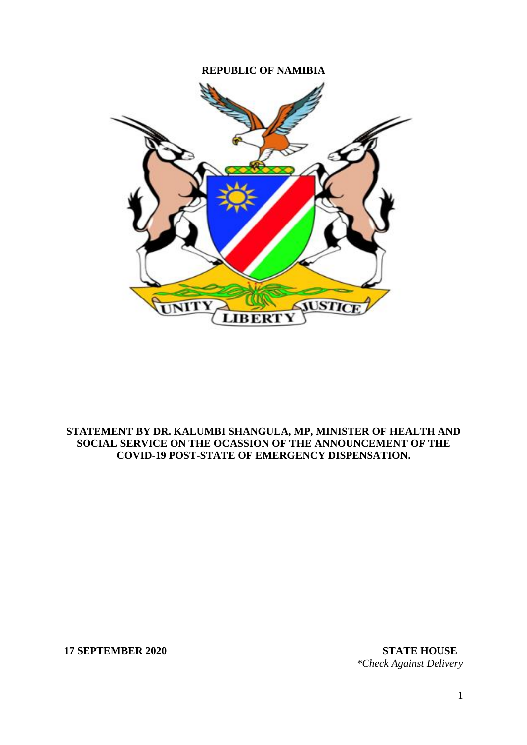**REPUBLIC OF NAMIBIA**

**STATEMENT BY DR. KALUMBI SHANGULA, MP, MINISTER OF HEALTH AND SOCIAL SERVICE ON THE OCASSION OF THE ANNOUNCEMENT OF THE COVID-19 POST-STATE OF EMERGENCY DISPENSATION.**

**17 SEPTEMBER 2020** **STATE HOUSE**

*\*Check Against Delivery*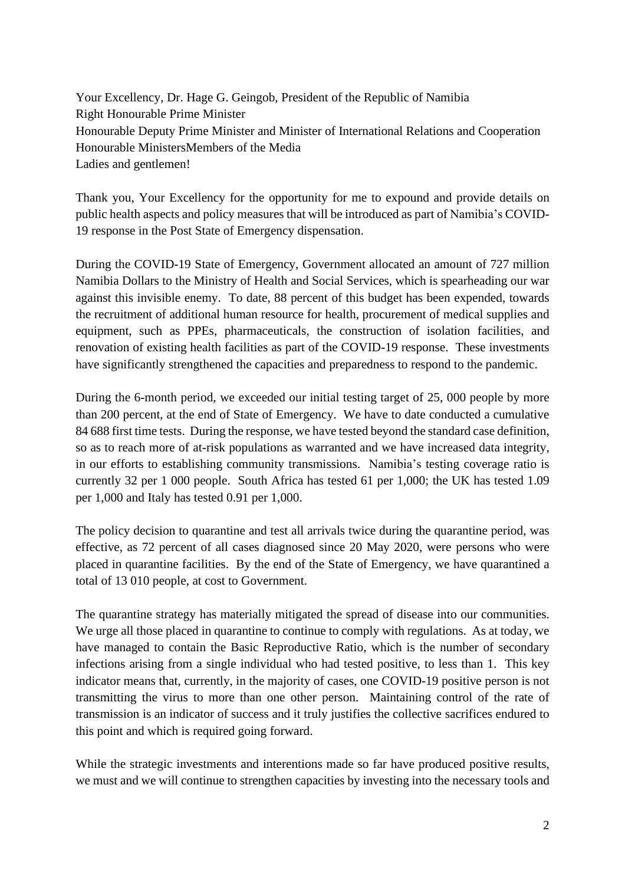Your Excellency, Dr. Hage G. Geingob, President of the Republic of Namibia
Right Honourable Prime Minister
Honourable Deputy Prime Minister and Minister of International Relations and Cooperation
Honourable MinistersMembers of the Media
Ladies and gentlemen!

Thank you, Your Excellency for the opportunity for me to expound and provide details on public health aspects and policy measures that will be introduced as part of Namibia's COVID-19 response in the Post State of Emergency dispensation.

During the COVID-19 State of Emergency, Government allocated an amount of 727 million Namibia Dollars to the Ministry of Health and Social Services, which is spearheading our war against this invisible enemy. To date, 88 percent of this budget has been expended, towards the recruitment of additional human resource for health, procurement of medical supplies and equipment, such as PPEs, pharmaceuticals, the construction of isolation facilities, and renovation of existing health facilities as part of the COVID-19 response. These investments have significantly strengthened the capacities and preparedness to respond to the pandemic.

During the 6-month period, we exceeded our initial testing target of 25, 000 people by more than 200 percent, at the end of State of Emergency. We have to date conducted a cumulative 84 688 first time tests. During the response, we have tested beyond the standard case definition, so as to reach more of at-risk populations as warranted and we have increased data integrity, in our efforts to establishing community transmissions. Namibia's testing coverage ratio is currently 32 per 1 000 people. South Africa has tested 61 per 1,000; the UK has tested 1.09 per 1,000 and Italy has tested 0.91 per 1,000.

The policy decision to quarantine and test all arrivals twice during the quarantine period, was effective, as 72 percent of all cases diagnosed since 20 May 2020, were persons who were placed in quarantine facilities. By the end of the State of Emergency, we have quarantined a total of 13 010 people, at cost to Government.

The quarantine strategy has materially mitigated the spread of disease into our communities. We urge all those placed in quarantine to continue to comply with regulations. As at today, we have managed to contain the Basic Reproductive Ratio, which is the number of secondary infections arising from a single individual who had tested positive, to less than 1. This key indicator means that, currently, in the majority of cases, one COVID-19 positive person is not transmitting the virus to more than one other person. Maintaining control of the rate of transmission is an indicator of success and it truly justifies the collective sacrifices endured to this point and which is required going forward.

While the strategic investments and interentions made so far have produced positive results, we must and we will continue to strengthen capacities by investing into the necessary tools and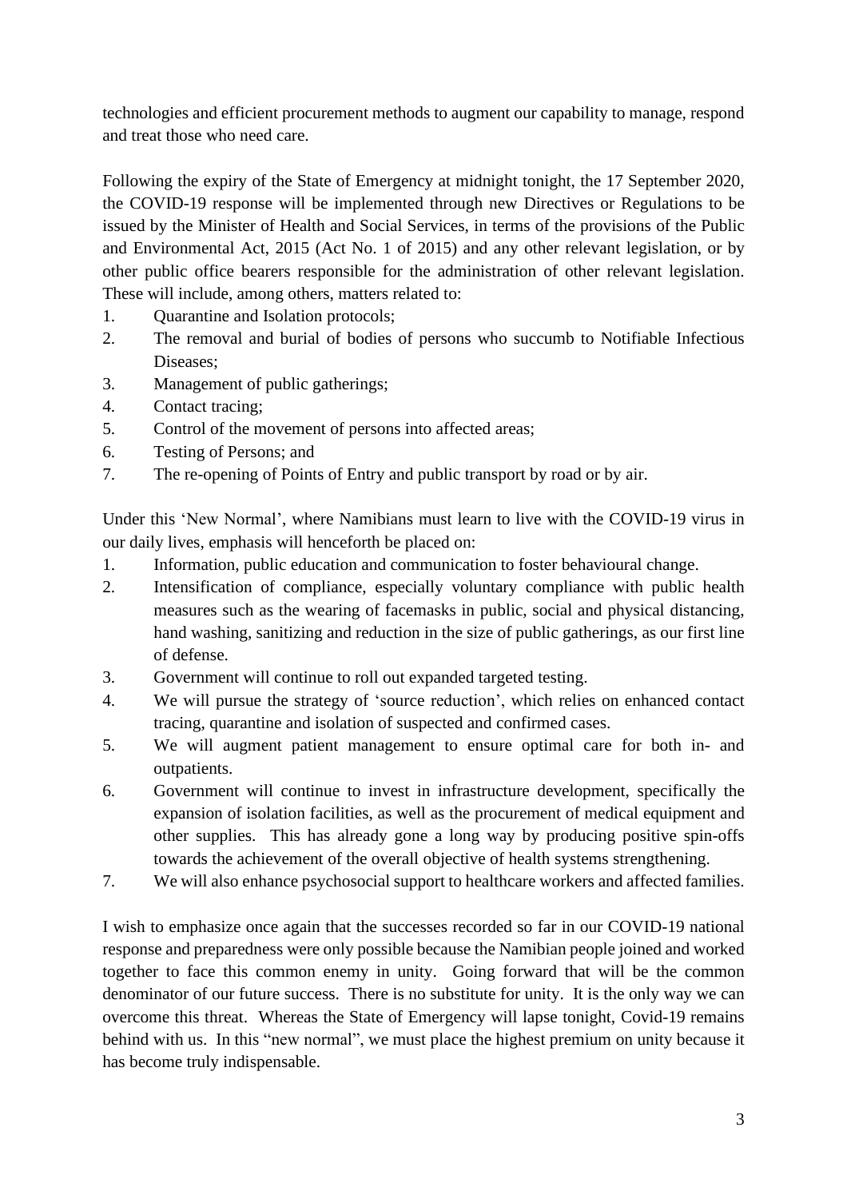technologies and efficient procurement methods to augment our capability to manage, respond and treat those who need care.

Following the expiry of the State of Emergency at midnight tonight, the 17 September 2020, the COVID-19 response will be implemented through new Directives or Regulations to be issued by the Minister of Health and Social Services, in terms of the provisions of the Public and Environmental Act, 2015 (Act No. 1 of 2015) and any other relevant legislation, or by other public office bearers responsible for the administration of other relevant legislation. These will include, among others, matters related to:

1. Quarantine and Isolation protocols;
2. The removal and burial of bodies of persons who succumb to Notifiable Infectious Diseases;
3. Management of public gatherings;
4. Contact tracing;
5. Control of the movement of persons into affected areas;
6. Testing of Persons; and
7. The re-opening of Points of Entry and public transport by road or by air.

Under this 'New Normal', where Namibians must learn to live with the COVID-19 virus in our daily lives, emphasis will henceforth be placed on:

1. Information, public education and communication to foster behavioural change.
2. Intensification of compliance, especially voluntary compliance with public health measures such as the wearing of facemasks in public, social and physical distancing, hand washing, sanitizing and reduction in the size of public gatherings, as our first line of defense.
3. Government will continue to roll out expanded targeted testing.
4. We will pursue the strategy of 'source reduction', which relies on enhanced contact tracing, quarantine and isolation of suspected and confirmed cases.
5. We will augment patient management to ensure optimal care for both in- and outpatients.
6. Government will continue to invest in infrastructure development, specifically the expansion of isolation facilities, as well as the procurement of medical equipment and other supplies. This has already gone a long way by producing positive spin-offs towards the achievement of the overall objective of health systems strengthening.
7. We will also enhance psychosocial support to healthcare workers and affected families.

I wish to emphasize once again that the successes recorded so far in our COVID-19 national response and preparedness were only possible because the Namibian people joined and worked together to face this common enemy in unity. Going forward that will be the common denominator of our future success. There is no substitute for unity. It is the only way we can overcome this threat. Whereas the State of Emergency will lapse tonight, Covid-19 remains behind with us. In this "new normal", we must place the highest premium on unity because it has become truly indispensable.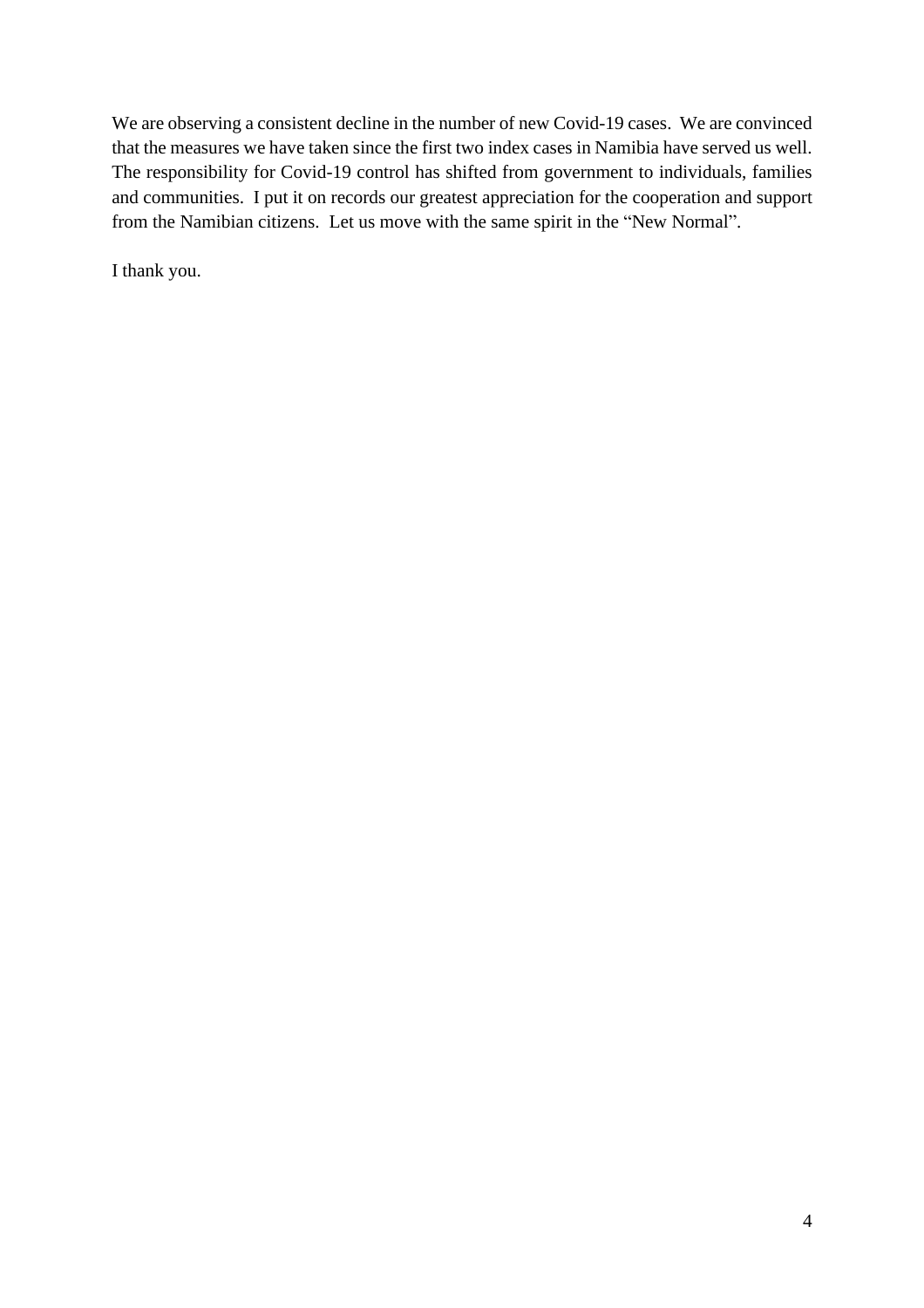We are observing a consistent decline in the number of new Covid-19 cases. We are convinced that the measures we have taken since the first two index cases in Namibia have served us well. The responsibility for Covid-19 control has shifted from government to individuals, families and communities. I put it on records our greatest appreciation for the cooperation and support from the Namibian citizens. Let us move with the same spirit in the "New Normal".

I thank you.